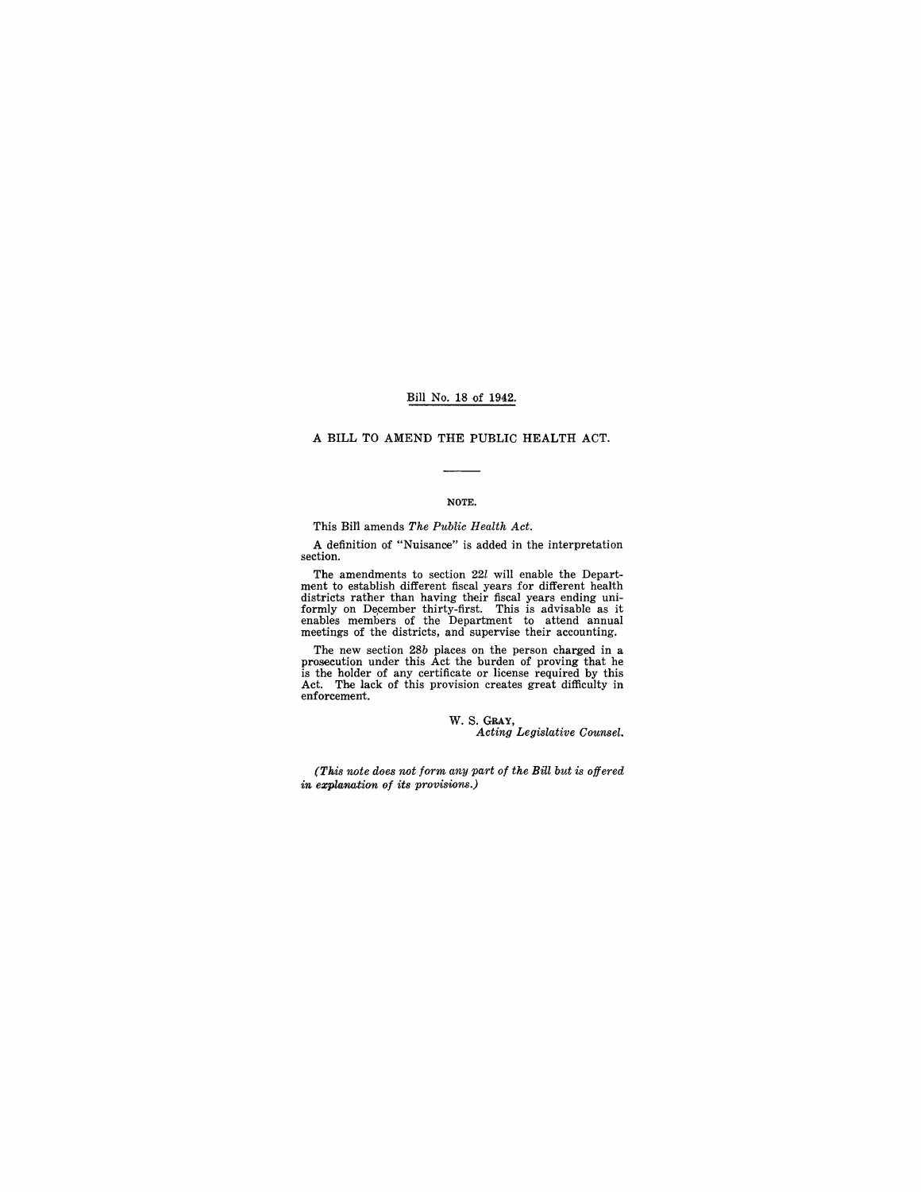Bill No. 18 of 1942.

# A BILL TO AMEND THE PUBLIC HEALTH ACT.

---

## NOTE.

This Bill amends *The Public Health Act*.

A definition of "Nuisance" is added in the interpretation section.

The amendments to section 22*l* will enable the Department to establish different fiscal years for different health districts rather than having their fiscal years ending uniformly on December thirty-first. This is advisable as it enables members of the Department to attend annual meetings of the districts, and supervise their accounting.

The new section 28*b* places on the person charged in a prosecution under this Act the burden of proving that he is the holder of any certificate or license required by this Act. The lack of this provision creates great difficulty in enforcement.

W. S. GRAY,
*Acting Legislative Counsel.*

*(This note does not form any part of the Bill but is offered in explanation of its provisions.)*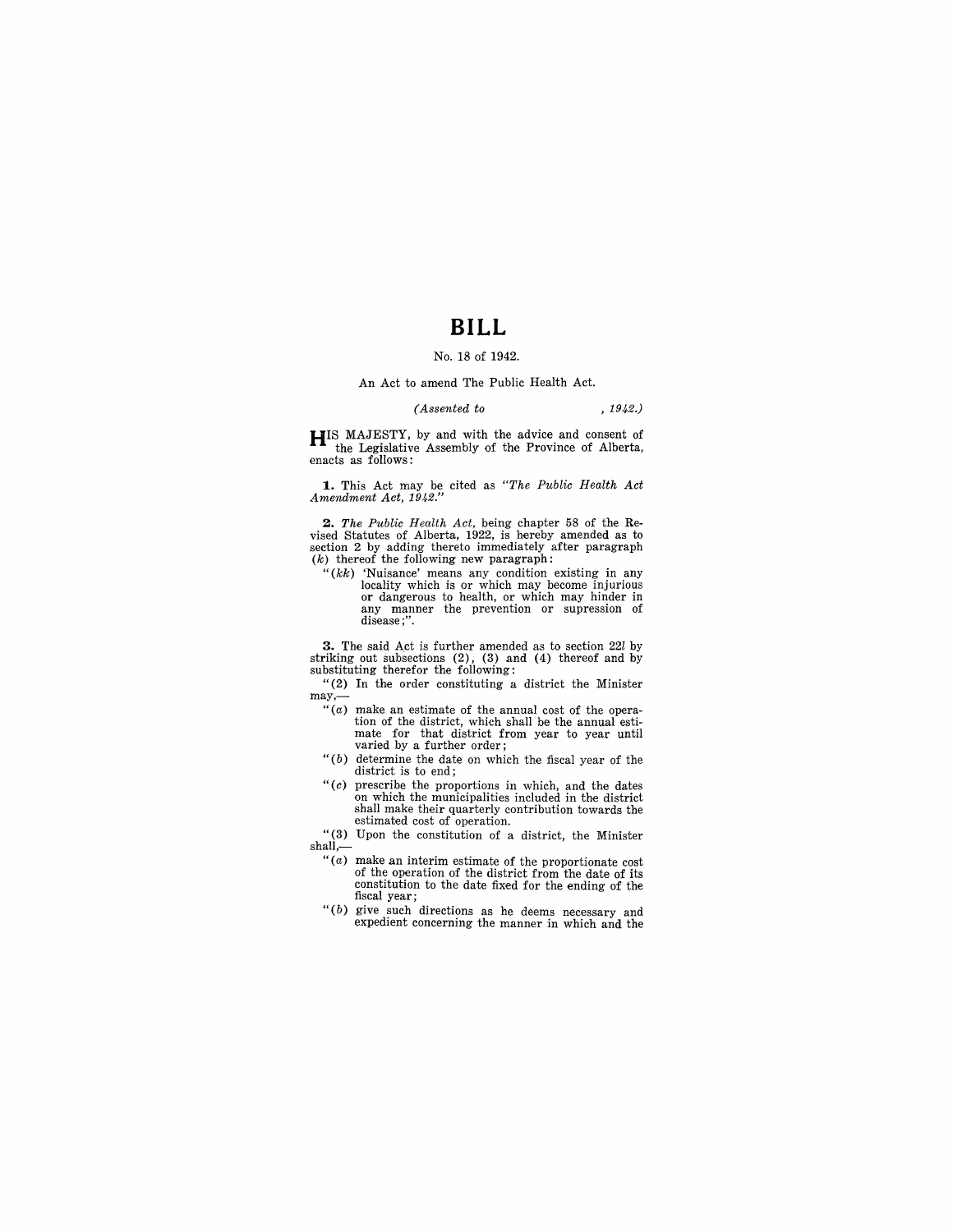# BILL

No. 18 of 1942.

An Act to amend The Public Health Act.

*(Assented to , 1942.)*

HIS MAJESTY, by and with the advice and consent of the Legislative Assembly of the Province of Alberta, enacts as follows:

**1.** This Act may be cited as *"The Public Health Act Amendment Act, 1942."*

**2.** *The Public Health Act*, being chapter 58 of the Revised Statutes of Alberta, 1922, is hereby amended as to section 2 by adding thereto immediately after paragraph (*k*) thereof the following new paragraph:

"(*kk*) 'Nuisance' means any condition existing in any locality which is or which may become injurious or dangerous to health, or which may hinder in any manner the prevention or supression of disease;".

**3.** The said Act is further amended as to section 22*l* by striking out subsections (2), (3) and (4) thereof and by substituting therefor the following:

"(2) In the order constituting a district the Minister may,—

"(*a*) make an estimate of the annual cost of the operation of the district, which shall be the annual estimate for that district from year to year until varied by a further order;

"(*b*) determine the date on which the fiscal year of the district is to end;

"(*c*) prescribe the proportions in which, and the dates on which the municipalities included in the district shall make their quarterly contribution towards the estimated cost of operation.

"(3) Upon the constitution of a district, the Minister shall,—

"(*a*) make an interim estimate of the proportionate cost of the operation of the district from the date of its constitution to the date fixed for the ending of the fiscal year;

"(*b*) give such directions as he deems necessary and expedient concerning the manner in which and the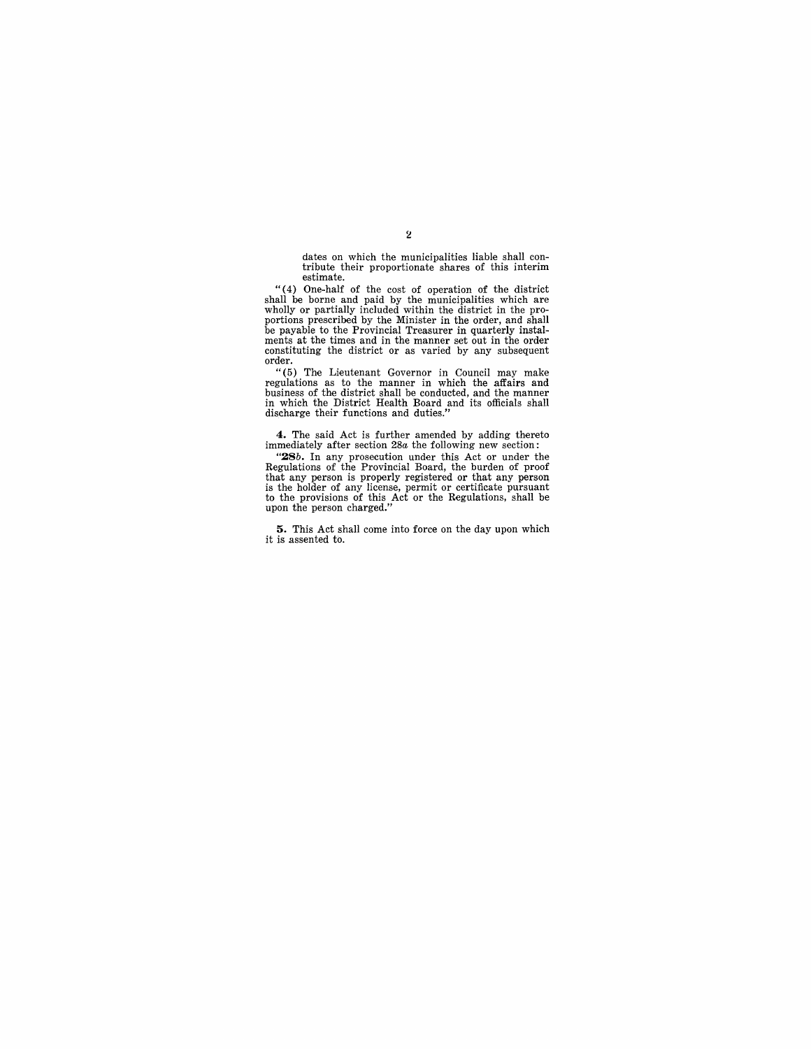dates on which the municipalities liable shall contribute their proportionate shares of this interim estimate.

"(4) One-half of the cost of operation of the district shall be borne and paid by the municipalities which are wholly or partially included within the district in the proportions prescribed by the Minister in the order, and shall be payable to the Provincial Treasurer in quarterly instalments at the times and in the manner set out in the order constituting the district or as varied by any subsequent order.

"(5) The Lieutenant Governor in Council may make regulations as to the manner in which the affairs and business of the district shall be conducted, and the manner in which the District Health Board and its officials shall discharge their functions and duties."

**4.** The said Act is further amended by adding thereto immediately after section 28*a* the following new section:

"**28***b*. In any prosecution under this Act or under the Regulations of the Provincial Board, the burden of proof that any person is properly registered or that any person is the holder of any license, permit or certificate pursuant to the provisions of this Act or the Regulations, shall be upon the person charged."

**5.** This Act shall come into force on the day upon which it is assented to.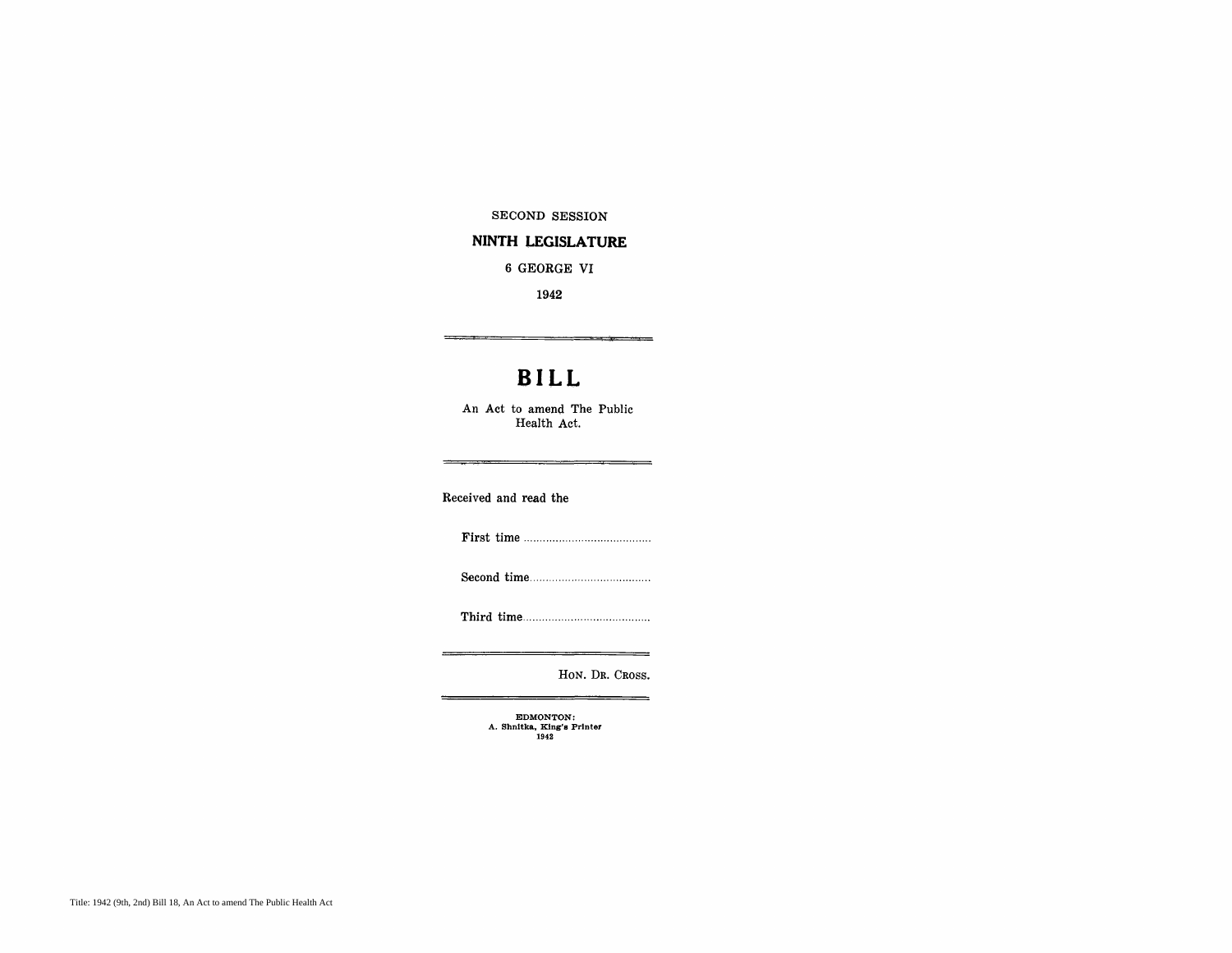SECOND SESSION

## NINTH LEGISLATURE

6 GEORGE VI

1942

# BILL

An Act to amend The Public Health Act.

Received and read the

First time ........................................

Second time......................................

Third time........................................

HON. DR. CROSS.

EDMONTON:
A. Shnitka, King's Printer
1942

Title: 1942 (9th, 2nd) Bill 18, An Act to amend The Public Health Act